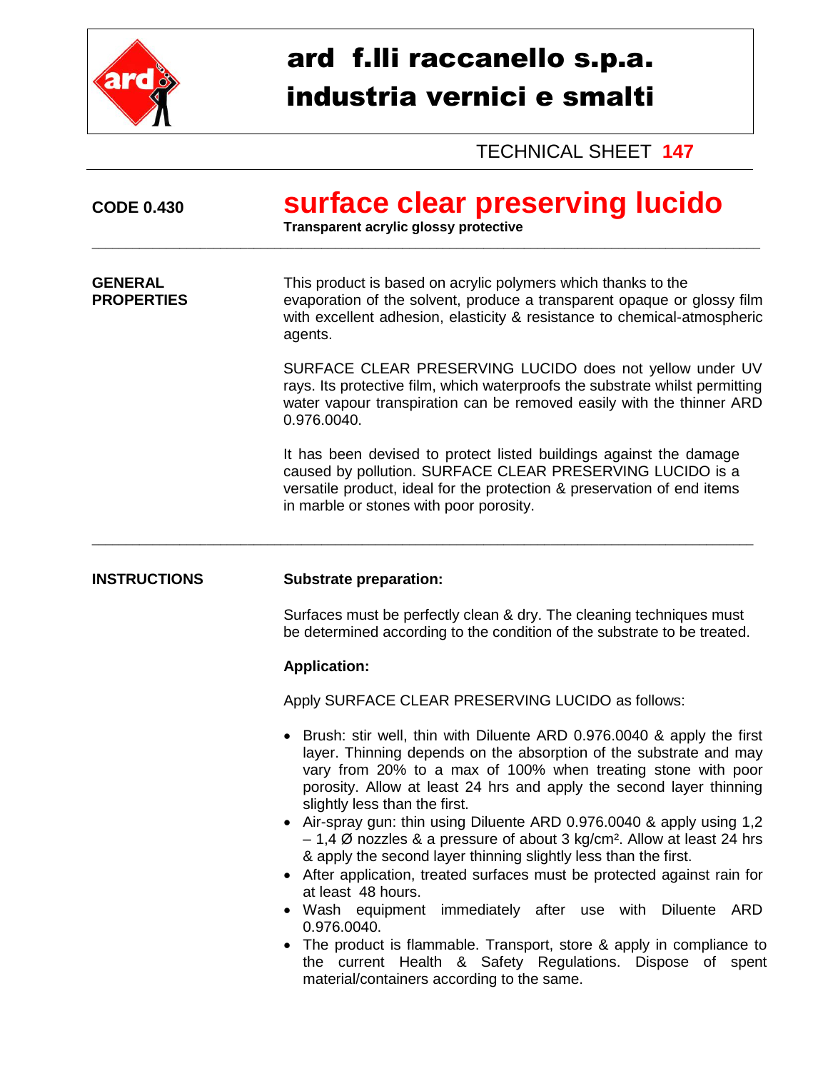# ard f.lli raccanello s.p.a.
# industria vernici e smalti

TECHNICAL SHEET **147**

**CODE 0.430**

## surface clear preserving lucido

**Transparent acrylic glossy protective**

---

**GENERAL PROPERTIES**

This product is based on acrylic polymers which thanks to the evaporation of the solvent, produce a transparent opaque or glossy film with excellent adhesion, elasticity & resistance to chemical-atmospheric agents.

SURFACE CLEAR PRESERVING LUCIDO does not yellow under UV rays. Its protective film, which waterproofs the substrate whilst permitting water vapour transpiration can be removed easily with the thinner ARD 0.976.0040.

It has been devised to protect listed buildings against the damage caused by pollution. SURFACE CLEAR PRESERVING LUCIDO is a versatile product, ideal for the protection & preservation of end items in marble or stones with poor porosity.

---

**INSTRUCTIONS**

**Substrate preparation:**

Surfaces must be perfectly clean & dry. The cleaning techniques must be determined according to the condition of the substrate to be treated.

**Application:**

Apply SURFACE CLEAR PRESERVING LUCIDO as follows:

- Brush: stir well, thin with Diluente ARD 0.976.0040 & apply the first layer. Thinning depends on the absorption of the substrate and may vary from 20% to a max of 100% when treating stone with poor porosity. Allow at least 24 hrs and apply the second layer thinning slightly less than the first.
- Air-spray gun: thin using Diluente ARD 0.976.0040 & apply using 1,2 – 1,4 Ø nozzles & a pressure of about 3 kg/cm². Allow at least 24 hrs & apply the second layer thinning slightly less than the first.
- After application, treated surfaces must be protected against rain for at least 48 hours.
- Wash equipment immediately after use with Diluente ARD 0.976.0040.
- The product is flammable. Transport, store & apply in compliance to the current Health & Safety Regulations. Dispose of spent material/containers according to the same.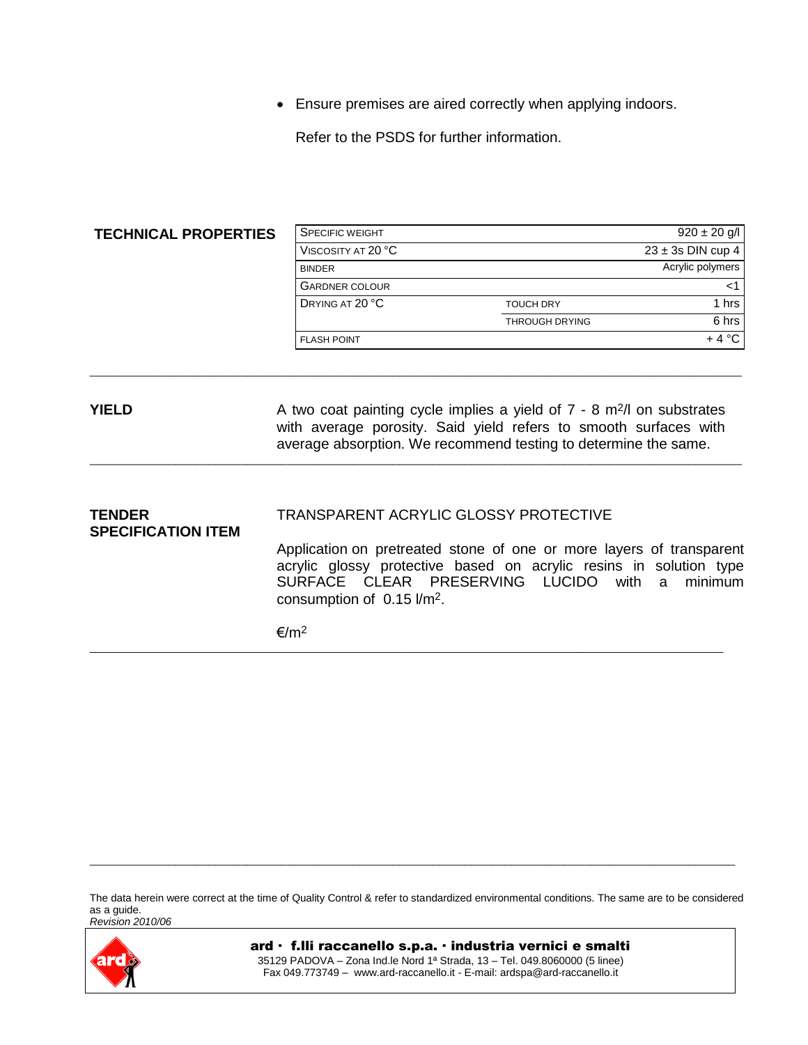- Ensure premises are aired correctly when applying indoors.

  Refer to the PSDS for further information.

## TECHNICAL PROPERTIES

| | | |
|---|---|---|
| SPECIFIC WEIGHT | | 920 ± 20 g/l |
| VISCOSITY AT 20 °C | | 23 ± 3s DIN cup 4 |
| BINDER | | Acrylic polymers |
| GARDNER COLOUR | | <1 |
| DRYING AT 20 °C | TOUCH DRY | 1 hrs |
| | THROUGH DRYING | 6 hrs |
| FLASH POINT | | + 4 °C |

## YIELD

A two coat painting cycle implies a yield of 7 - 8 $m^2/l$ on substrates with average porosity. Said yield refers to smooth surfaces with average absorption. We recommend testing to determine the same.

## TENDER SPECIFICATION ITEM

TRANSPARENT ACRYLIC GLOSSY PROTECTIVE

Application on pretreated stone of one or more layers of transparent acrylic glossy protective based on acrylic resins in solution type SURFACE CLEAR PRESERVING LUCIDO with a minimum consumption of 0.15 $l/m^2$.

€/$m^2$

The data herein were correct at the time of Quality Control & refer to standardized environmental conditions. The same are to be considered as a guide.
*Revision 2010/06*

**ard · f.lli raccanello s.p.a. · industria vernici e smalti**
35129 PADOVA – Zona Ind.le Nord 1ª Strada, 13 – Tel. 049.8060000 (5 linee)
Fax 049.773749 – www.ard-raccanello.it - E-mail: ardspa@ard-raccanello.it